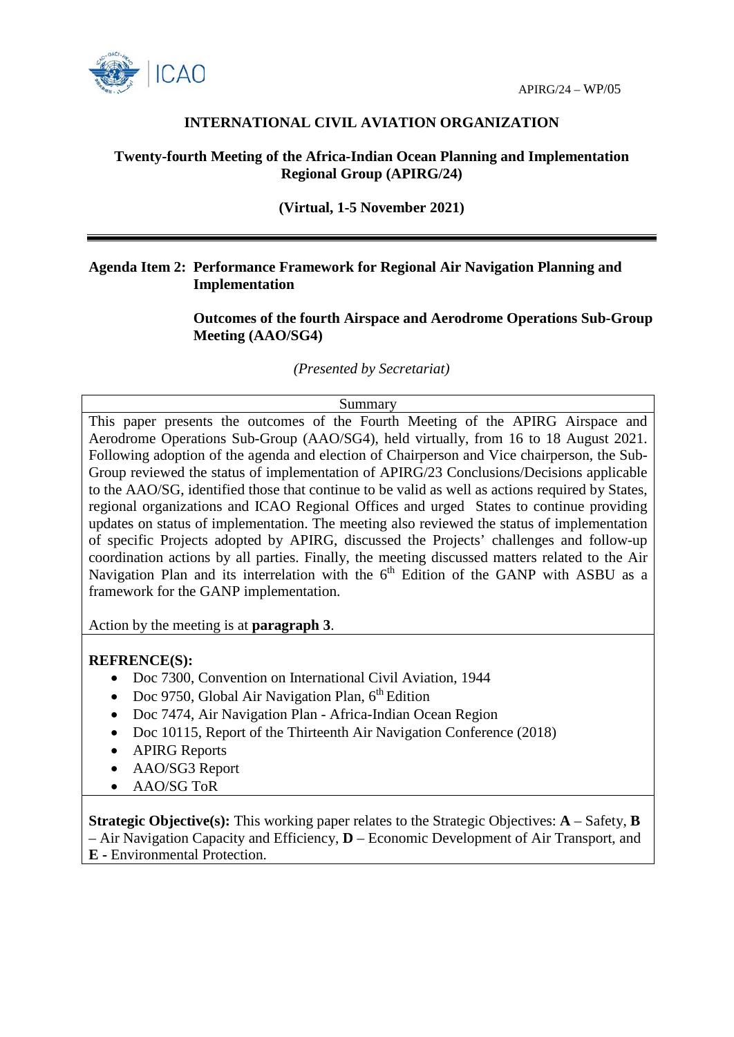APIRG/24 – WP/05

# INTERNATIONAL CIVIL AVIATION ORGANIZATION

## Twenty-fourth Meeting of the Africa-Indian Ocean Planning and Implementation Regional Group (APIRG/24)

**(Virtual, 1-5 November 2021)**

---

**Agenda Item 2: Performance Framework for Regional Air Navigation Planning and Implementation**

**Outcomes of the fourth Airspace and Aerodrome Operations Sub-Group Meeting (AAO/SG4)**

*(Presented by Secretariat)*

| Summary |
|---|
| This paper presents the outcomes of the Fourth Meeting of the APIRG Airspace and Aerodrome Operations Sub-Group (AAO/SG4), held virtually, from 16 to 18 August 2021. Following adoption of the agenda and election of Chairperson and Vice chairperson, the Sub-Group reviewed the status of implementation of APIRG/23 Conclusions/Decisions applicable to the AAO/SG, identified those that continue to be valid as well as actions required by States, regional organizations and ICAO Regional Offices and urged States to continue providing updates on status of implementation. The meeting also reviewed the status of implementation of specific Projects adopted by APIRG, discussed the Projects' challenges and follow-up coordination actions by all parties. Finally, the meeting discussed matters related to the Air Navigation Plan and its interrelation with the 6th Edition of the GANP with ASBU as a framework for the GANP implementation.<br><br>Action by the meeting is at **paragraph 3**. |
| **REFRENCE(S):**<br>• Doc 7300, Convention on International Civil Aviation, 1944<br>• Doc 9750, Global Air Navigation Plan, 6th Edition<br>• Doc 7474, Air Navigation Plan - Africa-Indian Ocean Region<br>• Doc 10115, Report of the Thirteenth Air Navigation Conference (2018)<br>• APIRG Reports<br>• AAO/SG3 Report<br>• AAO/SG ToR |
| **Strategic Objective(s):** This working paper relates to the Strategic Objectives: **A** – Safety, **B** – Air Navigation Capacity and Efficiency, **D** – Economic Development of Air Transport, and **E** - Environmental Protection. |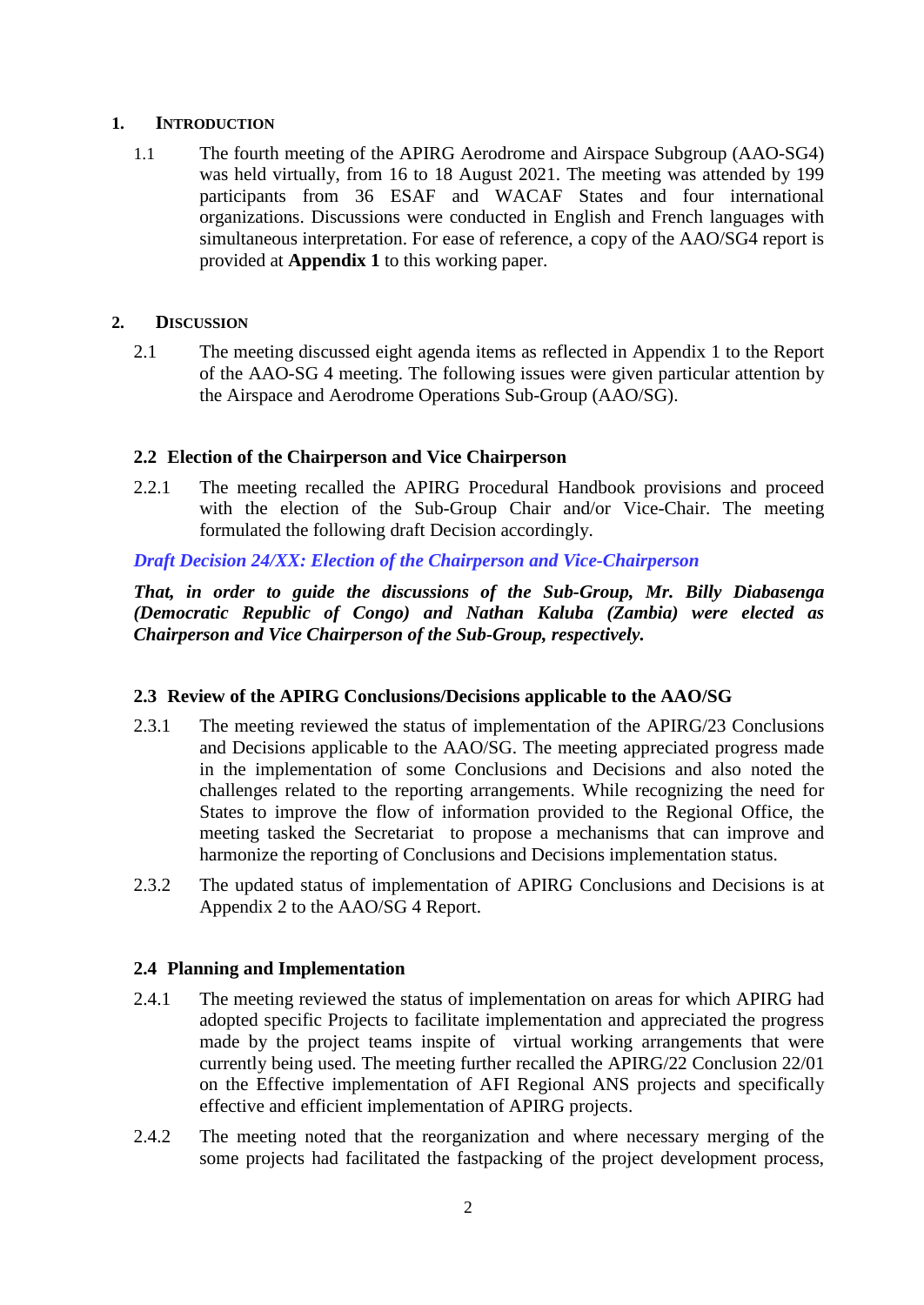## 1. INTRODUCTION

1.1 The fourth meeting of the APIRG Aerodrome and Airspace Subgroup (AAO-SG4) was held virtually, from 16 to 18 August 2021. The meeting was attended by 199 participants from 36 ESAF and WACAF States and four international organizations. Discussions were conducted in English and French languages with simultaneous interpretation. For ease of reference, a copy of the AAO/SG4 report is provided at **Appendix 1** to this working paper.

## 2. DISCUSSION

2.1 The meeting discussed eight agenda items as reflected in Appendix 1 to the Report of the AAO-SG 4 meeting. The following issues were given particular attention by the Airspace and Aerodrome Operations Sub-Group (AAO/SG).

### 2.2 Election of the Chairperson and Vice Chairperson

2.2.1 The meeting recalled the APIRG Procedural Handbook provisions and proceed with the election of the Sub-Group Chair and/or Vice-Chair. The meeting formulated the following draft Decision accordingly.

***Draft Decision 24/XX: Election of the Chairperson and Vice-Chairperson***

***That, in order to guide the discussions of the Sub-Group, Mr. Billy Diabasenga (Democratic Republic of Congo) and Nathan Kaluba (Zambia) were elected as Chairperson and Vice Chairperson of the Sub-Group, respectively.***

### 2.3 Review of the APIRG Conclusions/Decisions applicable to the AAO/SG

2.3.1 The meeting reviewed the status of implementation of the APIRG/23 Conclusions and Decisions applicable to the AAO/SG. The meeting appreciated progress made in the implementation of some Conclusions and Decisions and also noted the challenges related to the reporting arrangements. While recognizing the need for States to improve the flow of information provided to the Regional Office, the meeting tasked the Secretariat to propose a mechanisms that can improve and harmonize the reporting of Conclusions and Decisions implementation status.

2.3.2 The updated status of implementation of APIRG Conclusions and Decisions is at Appendix 2 to the AAO/SG 4 Report.

### 2.4 Planning and Implementation

2.4.1 The meeting reviewed the status of implementation on areas for which APIRG had adopted specific Projects to facilitate implementation and appreciated the progress made by the project teams inspite of virtual working arrangements that were currently being used. The meeting further recalled the APIRG/22 Conclusion 22/01 on the Effective implementation of AFI Regional ANS projects and specifically effective and efficient implementation of APIRG projects.

2.4.2 The meeting noted that the reorganization and where necessary merging of the some projects had facilitated the fastpacking of the project development process,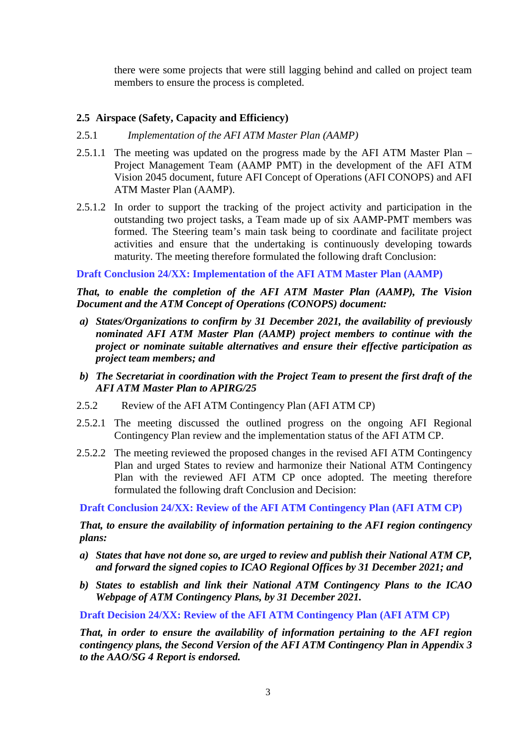there were some projects that were still lagging behind and called on project team members to ensure the process is completed.

### 2.5 Airspace (Safety, Capacity and Efficiency)

2.5.1 *Implementation of the AFI ATM Master Plan (AAMP)*

2.5.1.1 The meeting was updated on the progress made by the AFI ATM Master Plan – Project Management Team (AAMP PMT) in the development of the AFI ATM Vision 2045 document, future AFI Concept of Operations (AFI CONOPS) and AFI ATM Master Plan (AAMP).

2.5.1.2 In order to support the tracking of the project activity and participation in the outstanding two project tasks, a Team made up of six AAMP-PMT members was formed. The Steering team's main task being to coordinate and facilitate project activities and ensure that the undertaking is continuously developing towards maturity. The meeting therefore formulated the following draft Conclusion:

**Draft Conclusion 24/XX: Implementation of the AFI ATM Master Plan (AAMP)**

***That, to enable the completion of the AFI ATM Master Plan (AAMP), The Vision Document and the ATM Concept of Operations (CONOPS) document:***

***a) States/Organizations to confirm by 31 December 2021, the availability of previously nominated AFI ATM Master Plan (AAMP) project members to continue with the project or nominate suitable alternatives and ensure their effective participation as project team members; and***

***b) The Secretariat in coordination with the Project Team to present the first draft of the AFI ATM Master Plan to APIRG/25***

2.5.2 Review of the AFI ATM Contingency Plan (AFI ATM CP)

2.5.2.1 The meeting discussed the outlined progress on the ongoing AFI Regional Contingency Plan review and the implementation status of the AFI ATM CP.

2.5.2.2 The meeting reviewed the proposed changes in the revised AFI ATM Contingency Plan and urged States to review and harmonize their National ATM Contingency Plan with the reviewed AFI ATM CP once adopted. The meeting therefore formulated the following draft Conclusion and Decision:

**Draft Conclusion 24/XX: Review of the AFI ATM Contingency Plan (AFI ATM CP)**

***That, to ensure the availability of information pertaining to the AFI region contingency plans:***

***a) States that have not done so, are urged to review and publish their National ATM CP, and forward the signed copies to ICAO Regional Offices by 31 December 2021; and***

***b) States to establish and link their National ATM Contingency Plans to the ICAO Webpage of ATM Contingency Plans, by 31 December 2021.***

**Draft Decision 24/XX: Review of the AFI ATM Contingency Plan (AFI ATM CP)**

***That, in order to ensure the availability of information pertaining to the AFI region contingency plans, the Second Version of the AFI ATM Contingency Plan in Appendix 3 to the AAO/SG 4 Report is endorsed.***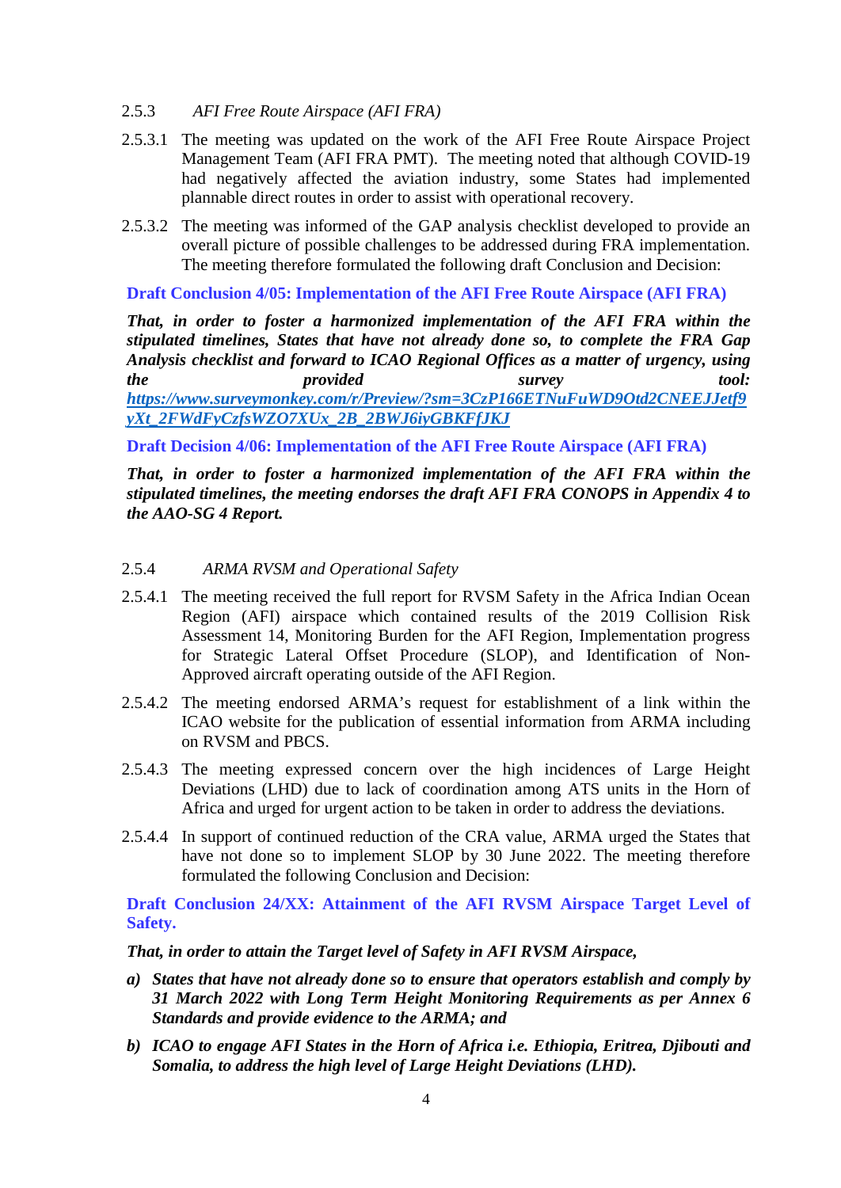2.5.3 *AFI Free Route Airspace (AFI FRA)*

2.5.3.1 The meeting was updated on the work of the AFI Free Route Airspace Project Management Team (AFI FRA PMT). The meeting noted that although COVID-19 had negatively affected the aviation industry, some States had implemented plannable direct routes in order to assist with operational recovery.

2.5.3.2 The meeting was informed of the GAP analysis checklist developed to provide an overall picture of possible challenges to be addressed during FRA implementation. The meeting therefore formulated the following draft Conclusion and Decision:

**Draft Conclusion 4/05: Implementation of the AFI Free Route Airspace (AFI FRA)**

***That, in order to foster a harmonized implementation of the AFI FRA within the stipulated timelines, States that have not already done so, to complete the FRA Gap Analysis checklist and forward to ICAO Regional Offices as a matter of urgency, using the provided survey tool: https://www.surveymonkey.com/r/Preview/?sm=3CzP166ETNuFuWD9Otd2CNEEJJetf9yXt_2FWdFyCzfsWZO7XUx_2B_2BWJ6iyGBKFfJKJ***

**Draft Decision 4/06: Implementation of the AFI Free Route Airspace (AFI FRA)**

***That, in order to foster a harmonized implementation of the AFI FRA within the stipulated timelines, the meeting endorses the draft AFI FRA CONOPS in Appendix 4 to the AAO-SG 4 Report.***

2.5.4 *ARMA RVSM and Operational Safety*

2.5.4.1 The meeting received the full report for RVSM Safety in the Africa Indian Ocean Region (AFI) airspace which contained results of the 2019 Collision Risk Assessment 14, Monitoring Burden for the AFI Region, Implementation progress for Strategic Lateral Offset Procedure (SLOP), and Identification of Non-Approved aircraft operating outside of the AFI Region.

2.5.4.2 The meeting endorsed ARMA's request for establishment of a link within the ICAO website for the publication of essential information from ARMA including on RVSM and PBCS.

2.5.4.3 The meeting expressed concern over the high incidences of Large Height Deviations (LHD) due to lack of coordination among ATS units in the Horn of Africa and urged for urgent action to be taken in order to address the deviations.

2.5.4.4 In support of continued reduction of the CRA value, ARMA urged the States that have not done so to implement SLOP by 30 June 2022. The meeting therefore formulated the following Conclusion and Decision:

**Draft Conclusion 24/XX: Attainment of the AFI RVSM Airspace Target Level of Safety.**

***That, in order to attain the Target level of Safety in AFI RVSM Airspace,***

***a) States that have not already done so to ensure that operators establish and comply by 31 March 2022 with Long Term Height Monitoring Requirements as per Annex 6 Standards and provide evidence to the ARMA; and***

***b) ICAO to engage AFI States in the Horn of Africa i.e. Ethiopia, Eritrea, Djibouti and Somalia, to address the high level of Large Height Deviations (LHD).***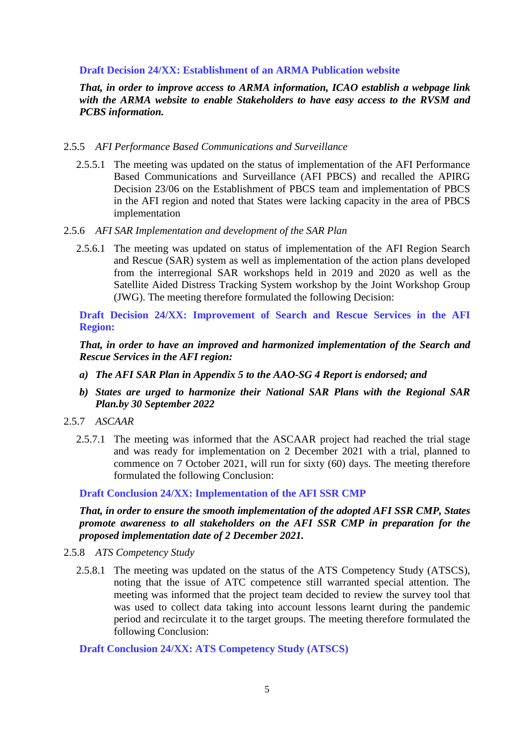**Draft Decision 24/XX: Establishment of an ARMA Publication website**

***That, in order to improve access to ARMA information, ICAO establish a webpage link with the ARMA website to enable Stakeholders to have easy access to the RVSM and PCBS information.***

2.5.5 *AFI Performance Based Communications and Surveillance*

2.5.5.1 The meeting was updated on the status of implementation of the AFI Performance Based Communications and Surveillance (AFI PBCS) and recalled the APIRG Decision 23/06 on the Establishment of PBCS team and implementation of PBCS in the AFI region and noted that States were lacking capacity in the area of PBCS implementation

2.5.6 *AFI SAR Implementation and development of the SAR Plan*

2.5.6.1 The meeting was updated on status of implementation of the AFI Region Search and Rescue (SAR) system as well as implementation of the action plans developed from the interregional SAR workshops held in 2019 and 2020 as well as the Satellite Aided Distress Tracking System workshop by the Joint Workshop Group (JWG). The meeting therefore formulated the following Decision:

**Draft Decision 24/XX: Improvement of Search and Rescue Services in the AFI Region:**

***That, in order to have an improved and harmonized implementation of the Search and Rescue Services in the AFI region:***

***a) The AFI SAR Plan in Appendix 5 to the AAO-SG 4 Report is endorsed; and***

***b) States are urged to harmonize their National SAR Plans with the Regional SAR Plan.by 30 September 2022***

2.5.7 *ASCAAR*

2.5.7.1 The meeting was informed that the ASCAAR project had reached the trial stage and was ready for implementation on 2 December 2021 with a trial, planned to commence on 7 October 2021, will run for sixty (60) days. The meeting therefore formulated the following Conclusion:

**Draft Conclusion 24/XX: Implementation of the AFI SSR CMP**

***That, in order to ensure the smooth implementation of the adopted AFI SSR CMP, States promote awareness to all stakeholders on the AFI SSR CMP in preparation for the proposed implementation date of 2 December 2021.***

2.5.8 *ATS Competency Study*

2.5.8.1 The meeting was updated on the status of the ATS Competency Study (ATSCS), noting that the issue of ATC competence still warranted special attention. The meeting was informed that the project team decided to review the survey tool that was used to collect data taking into account lessons learnt during the pandemic period and recirculate it to the target groups. The meeting therefore formulated the following Conclusion:

**Draft Conclusion 24/XX: ATS Competency Study (ATSCS)**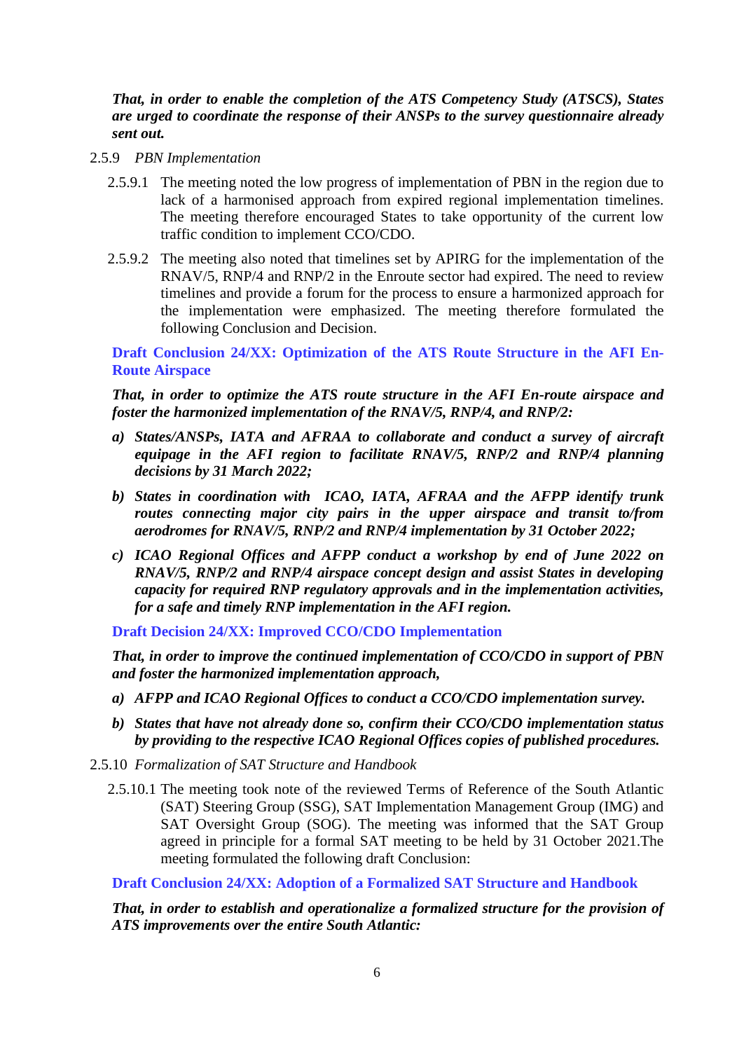***That, in order to enable the completion of the ATS Competency Study (ATSCS), States are urged to coordinate the response of their ANSPs to the survey questionnaire already sent out.***

2.5.9 *PBN Implementation*

2.5.9.1 The meeting noted the low progress of implementation of PBN in the region due to lack of a harmonised approach from expired regional implementation timelines. The meeting therefore encouraged States to take opportunity of the current low traffic condition to implement CCO/CDO.

2.5.9.2 The meeting also noted that timelines set by APIRG for the implementation of the RNAV/5, RNP/4 and RNP/2 in the Enroute sector had expired. The need to review timelines and provide a forum for the process to ensure a harmonized approach for the implementation were emphasized. The meeting therefore formulated the following Conclusion and Decision.

**Draft Conclusion 24/XX: Optimization of the ATS Route Structure in the AFI En-Route Airspace**

***That, in order to optimize the ATS route structure in the AFI En-route airspace and foster the harmonized implementation of the RNAV/5, RNP/4, and RNP/2:***

***a) States/ANSPs, IATA and AFRAA to collaborate and conduct a survey of aircraft equipage in the AFI region to facilitate RNAV/5, RNP/2 and RNP/4 planning decisions by 31 March 2022;***

***b) States in coordination with ICAO, IATA, AFRAA and the AFPP identify trunk routes connecting major city pairs in the upper airspace and transit to/from aerodromes for RNAV/5, RNP/2 and RNP/4 implementation by 31 October 2022;***

***c) ICAO Regional Offices and AFPP conduct a workshop by end of June 2022 on RNAV/5, RNP/2 and RNP/4 airspace concept design and assist States in developing capacity for required RNP regulatory approvals and in the implementation activities, for a safe and timely RNP implementation in the AFI region.***

**Draft Decision 24/XX: Improved CCO/CDO Implementation**

***That, in order to improve the continued implementation of CCO/CDO in support of PBN and foster the harmonized implementation approach,***

***a) AFPP and ICAO Regional Offices to conduct a CCO/CDO implementation survey.***

***b) States that have not already done so, confirm their CCO/CDO implementation status by providing to the respective ICAO Regional Offices copies of published procedures.***

2.5.10 *Formalization of SAT Structure and Handbook*

2.5.10.1 The meeting took note of the reviewed Terms of Reference of the South Atlantic (SAT) Steering Group (SSG), SAT Implementation Management Group (IMG) and SAT Oversight Group (SOG). The meeting was informed that the SAT Group agreed in principle for a formal SAT meeting to be held by 31 October 2021.The meeting formulated the following draft Conclusion:

**Draft Conclusion 24/XX: Adoption of a Formalized SAT Structure and Handbook**

***That, in order to establish and operationalize a formalized structure for the provision of ATS improvements over the entire South Atlantic:***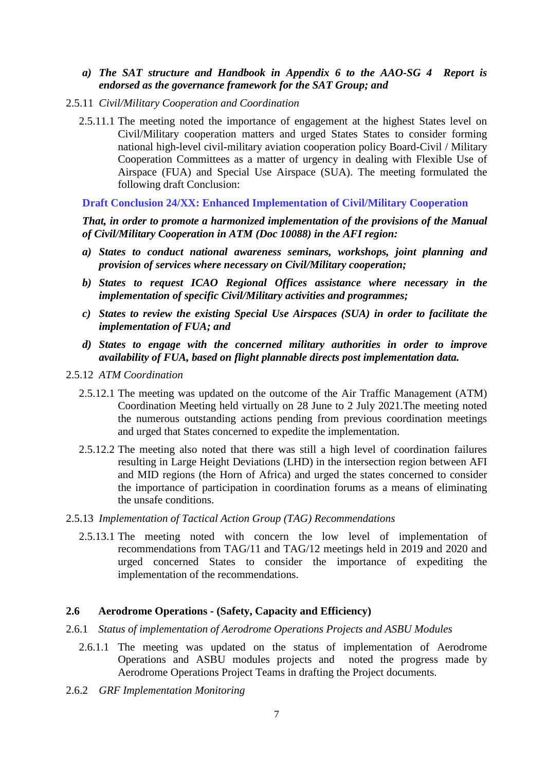*a) The SAT structure and Handbook in Appendix 6 to the AAO-SG 4  Report is endorsed as the governance framework for the SAT Group; and*

2.5.11 *Civil/Military Cooperation and Coordination*

2.5.11.1 The meeting noted the importance of engagement at the highest States level on Civil/Military cooperation matters and urged States States to consider forming national high-level civil-military aviation cooperation policy Board-Civil / Military Cooperation Committees as a matter of urgency in dealing with Flexible Use of Airspace (FUA) and Special Use Airspace (SUA). The meeting formulated the following draft Conclusion:

**Draft Conclusion 24/XX: Enhanced Implementation of Civil/Military Cooperation**

***That, in order to promote a harmonized implementation of the provisions of the Manual of Civil/Military Cooperation in ATM (Doc 10088) in the AFI region:***

***a) States to conduct national awareness seminars, workshops, joint planning and provision of services where necessary on Civil/Military cooperation;***

***b) States to request ICAO Regional Offices assistance where necessary in the implementation of specific Civil/Military activities and programmes;***

***c) States to review the existing Special Use Airspaces (SUA) in order to facilitate the implementation of FUA; and***

***d) States to engage with the concerned military authorities in order to improve availability of FUA, based on flight plannable directs post implementation data.***

2.5.12 *ATM Coordination*

2.5.12.1 The meeting was updated on the outcome of the Air Traffic Management (ATM) Coordination Meeting held virtually on 28 June to 2 July 2021.The meeting noted the numerous outstanding actions pending from previous coordination meetings and urged that States concerned to expedite the implementation.

2.5.12.2 The meeting also noted that there was still a high level of coordination failures resulting in Large Height Deviations (LHD) in the intersection region between AFI and MID regions (the Horn of Africa) and urged the states concerned to consider the importance of participation in coordination forums as a means of eliminating the unsafe conditions.

2.5.13 *Implementation of Tactical Action Group (TAG) Recommendations*

2.5.13.1 The meeting noted with concern the low level of implementation of recommendations from TAG/11 and TAG/12 meetings held in 2019 and 2020 and urged concerned States to consider the importance of expediting the implementation of the recommendations.

## 2.6 Aerodrome Operations - (Safety, Capacity and Efficiency)

2.6.1 *Status of implementation of Aerodrome Operations Projects and ASBU Modules*

2.6.1.1 The meeting was updated on the status of implementation of Aerodrome Operations and ASBU modules projects and  noted the progress made by Aerodrome Operations Project Teams in drafting the Project documents.

2.6.2 *GRF Implementation Monitoring*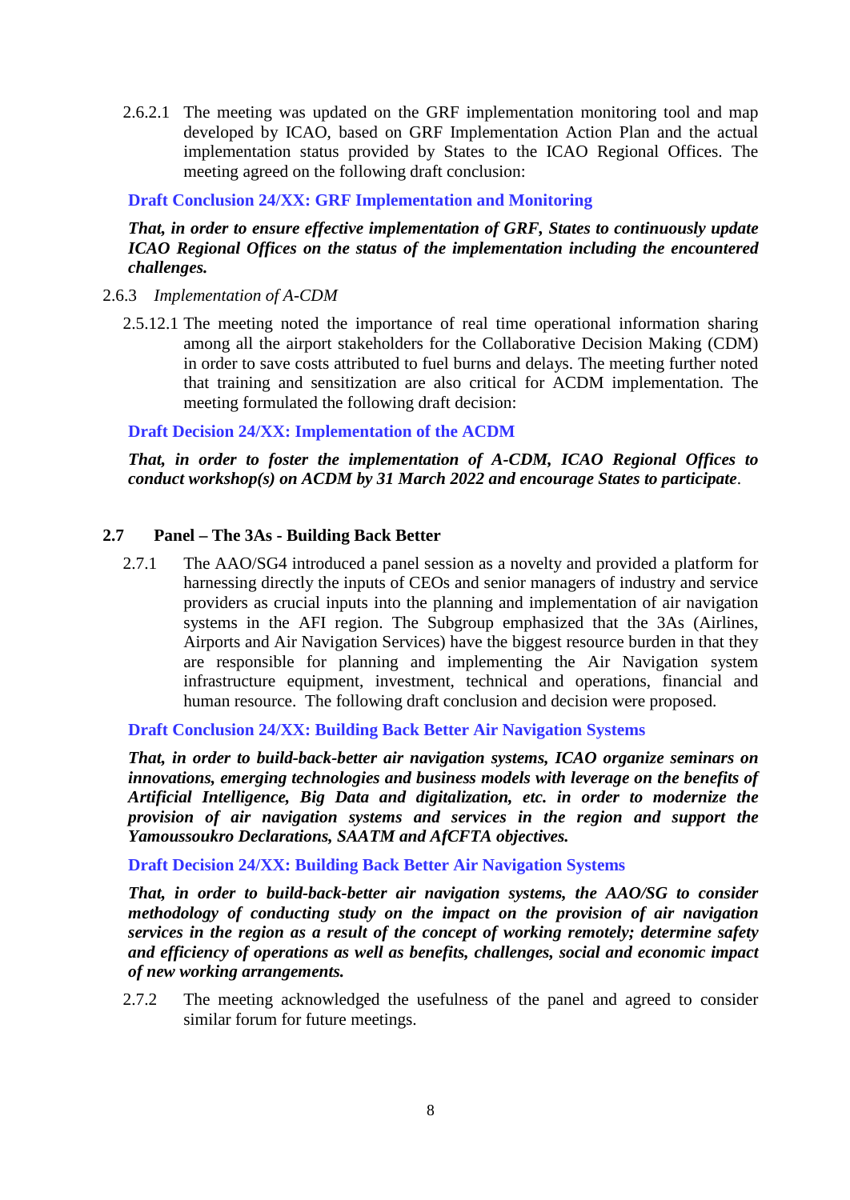2.6.2.1 The meeting was updated on the GRF implementation monitoring tool and map developed by ICAO, based on GRF Implementation Action Plan and the actual implementation status provided by States to the ICAO Regional Offices. The meeting agreed on the following draft conclusion:

**Draft Conclusion 24/XX: GRF Implementation and Monitoring**

***That, in order to ensure effective implementation of GRF, States to continuously update ICAO Regional Offices on the status of the implementation including the encountered challenges.***

2.6.3 *Implementation of A-CDM*

2.5.12.1 The meeting noted the importance of real time operational information sharing among all the airport stakeholders for the Collaborative Decision Making (CDM) in order to save costs attributed to fuel burns and delays. The meeting further noted that training and sensitization are also critical for ACDM implementation. The meeting formulated the following draft decision:

**Draft Decision 24/XX: Implementation of the ACDM**

***That, in order to foster the implementation of A-CDM, ICAO Regional Offices to conduct workshop(s) on ACDM by 31 March 2022 and encourage States to participate***.

### 2.7 Panel – The 3As - Building Back Better

2.7.1 The AAO/SG4 introduced a panel session as a novelty and provided a platform for harnessing directly the inputs of CEOs and senior managers of industry and service providers as crucial inputs into the planning and implementation of air navigation systems in the AFI region. The Subgroup emphasized that the 3As (Airlines, Airports and Air Navigation Services) have the biggest resource burden in that they are responsible for planning and implementing the Air Navigation system infrastructure equipment, investment, technical and operations, financial and human resource. The following draft conclusion and decision were proposed.

**Draft Conclusion 24/XX: Building Back Better Air Navigation Systems**

***That, in order to build-back-better air navigation systems, ICAO organize seminars on innovations, emerging technologies and business models with leverage on the benefits of Artificial Intelligence, Big Data and digitalization, etc. in order to modernize the provision of air navigation systems and services in the region and support the Yamoussoukro Declarations, SAATM and AfCFTA objectives.***

**Draft Decision 24/XX: Building Back Better Air Navigation Systems**

***That, in order to build-back-better air navigation systems, the AAO/SG to consider methodology of conducting study on the impact on the provision of air navigation services in the region as a result of the concept of working remotely; determine safety and efficiency of operations as well as benefits, challenges, social and economic impact of new working arrangements.***

2.7.2 The meeting acknowledged the usefulness of the panel and agreed to consider similar forum for future meetings.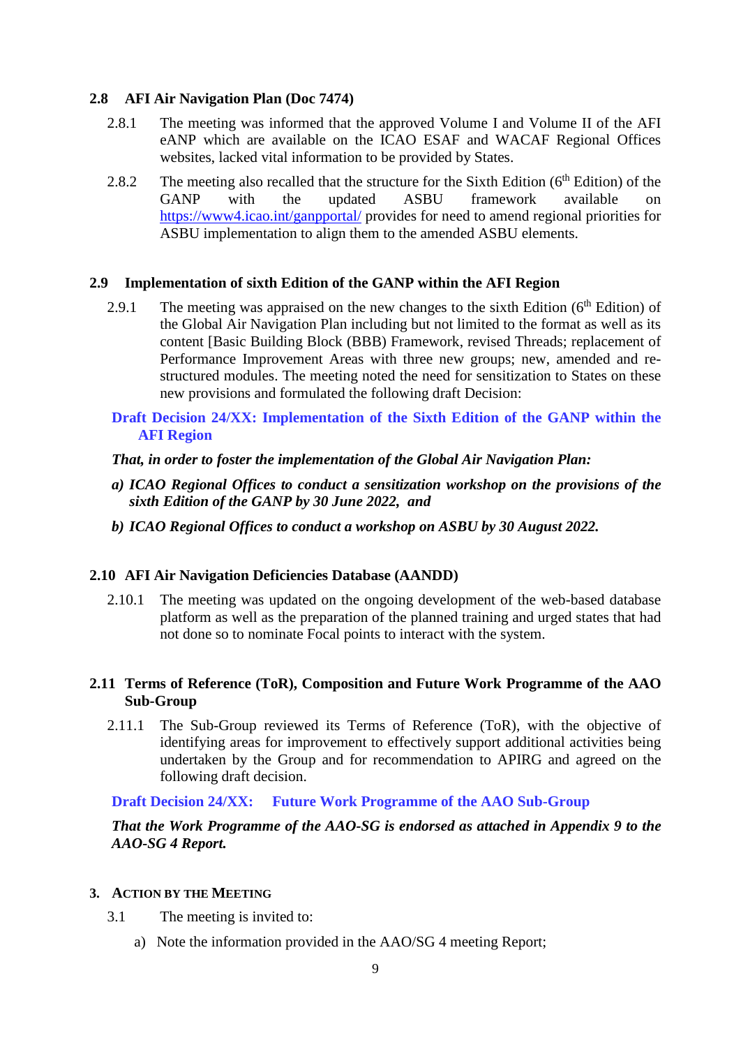### 2.8 AFI Air Navigation Plan (Doc 7474)

2.8.1 The meeting was informed that the approved Volume I and Volume II of the AFI eANP which are available on the ICAO ESAF and WACAF Regional Offices websites, lacked vital information to be provided by States.

2.8.2 The meeting also recalled that the structure for the Sixth Edition (6th Edition) of the GANP with the updated ASBU framework available on https://www4.icao.int/ganpportal/ provides for need to amend regional priorities for ASBU implementation to align them to the amended ASBU elements.

### 2.9 Implementation of sixth Edition of the GANP within the AFI Region

2.9.1 The meeting was appraised on the new changes to the sixth Edition (6th Edition) of the Global Air Navigation Plan including but not limited to the format as well as its content [Basic Building Block (BBB) Framework, revised Threads; replacement of Performance Improvement Areas with three new groups; new, amended and re-structured modules. The meeting noted the need for sensitization to States on these new provisions and formulated the following draft Decision:

**Draft Decision 24/XX: Implementation of the Sixth Edition of the GANP within the AFI Region**

***That, in order to foster the implementation of the Global Air Navigation Plan:***

***a) ICAO Regional Offices to conduct a sensitization workshop on the provisions of the sixth Edition of the GANP by 30 June 2022, and***

***b) ICAO Regional Offices to conduct a workshop on ASBU by 30 August 2022.***

### 2.10 AFI Air Navigation Deficiencies Database (AANDD)

2.10.1 The meeting was updated on the ongoing development of the web-based database platform as well as the preparation of the planned training and urged states that had not done so to nominate Focal points to interact with the system.

### 2.11 Terms of Reference (ToR), Composition and Future Work Programme of the AAO Sub-Group

2.11.1 The Sub-Group reviewed its Terms of Reference (ToR), with the objective of identifying areas for improvement to effectively support additional activities being undertaken by the Group and for recommendation to APIRG and agreed on the following draft decision.

**Draft Decision 24/XX: Future Work Programme of the AAO Sub-Group**

***That the Work Programme of the AAO-SG is endorsed as attached in Appendix 9 to the AAO-SG 4 Report.***

## 3. Action by the Meeting

3.1 The meeting is invited to:

a) Note the information provided in the AAO/SG 4 meeting Report;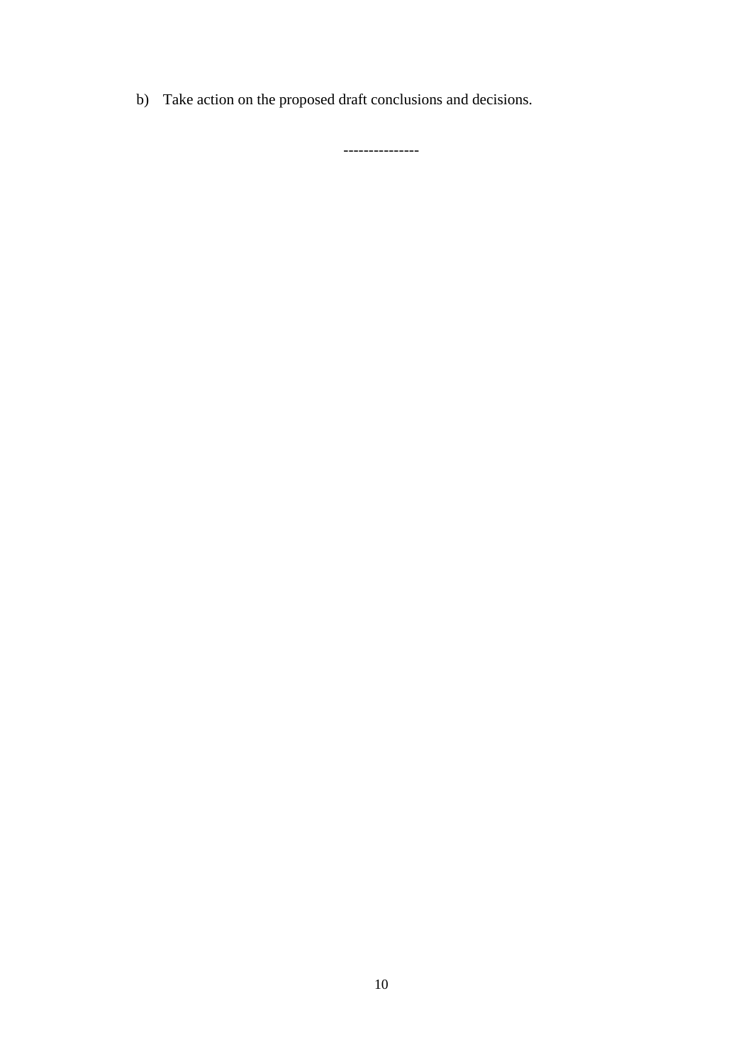b) Take action on the proposed draft conclusions and decisions.

---------------